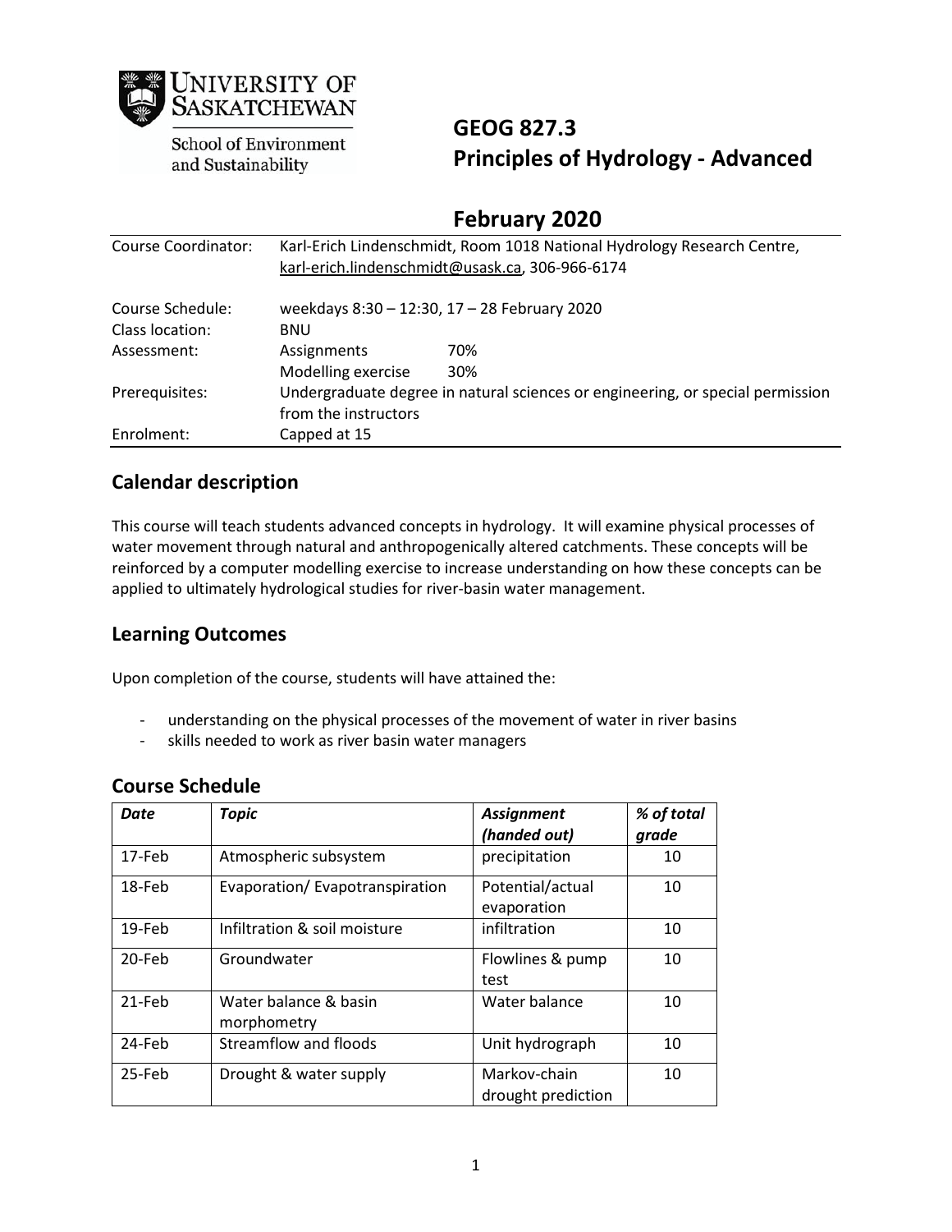University of Saskatchewan
School of Environment and Sustainability

# GEOG 827.3
# Principles of Hydrology - Advanced

## February 2020

| | | |
|---|---|---|
| Course Coordinator: | Karl-Erich Lindenschmidt, Room 1018 National Hydrology Research Centre, karl-erich.lindenschmidt@usask.ca, 306-966-6174 | |
| Course Schedule: | weekdays 8:30 – 12:30, 17 – 28 February 2020 | |
| Class location: | BNU | |
| Assessment: | Assignments | 70% |
| | Modelling exercise | 30% |
| Prerequisites: | Undergraduate degree in natural sciences or engineering, or special permission from the instructors | |
| Enrolment: | Capped at 15 | |

## Calendar description

This course will teach students advanced concepts in hydrology. It will examine physical processes of water movement through natural and anthropogenically altered catchments. These concepts will be reinforced by a computer modelling exercise to increase understanding on how these concepts can be applied to ultimately hydrological studies for river-basin water management.

## Learning Outcomes

Upon completion of the course, students will have attained the:

- understanding on the physical processes of the movement of water in river basins
- skills needed to work as river basin water managers

## Course Schedule

| *Date* | *Topic* | *Assignment (handed out)* | *% of total grade* |
|---|---|---|---|
| 17-Feb | Atmospheric subsystem | precipitation | 10 |
| 18-Feb | Evaporation/ Evapotranspiration | Potential/actual evaporation | 10 |
| 19-Feb | Infiltration & soil moisture | infiltration | 10 |
| 20-Feb | Groundwater | Flowlines & pump test | 10 |
| 21-Feb | Water balance & basin morphometry | Water balance | 10 |
| 24-Feb | Streamflow and floods | Unit hydrograph | 10 |
| 25-Feb | Drought & water supply | Markov-chain drought prediction | 10 |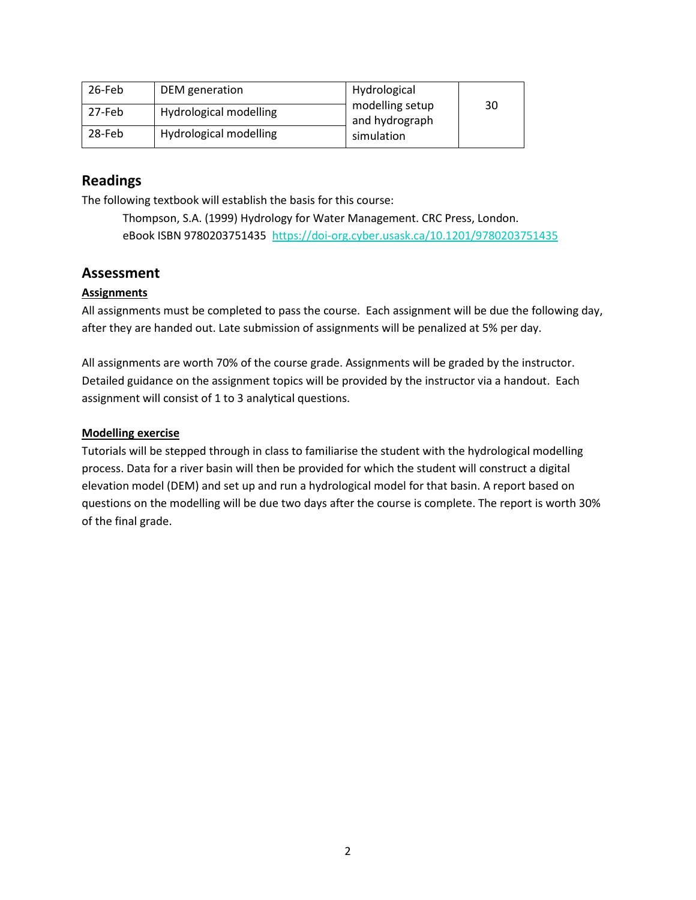| 26-Feb | DEM generation | Hydrological modelling setup and hydrograph simulation | 30 |
|---|---|---|---|
| 27-Feb | Hydrological modelling | | |
| 28-Feb | Hydrological modelling | | |

## Readings

The following textbook will establish the basis for this course:

> Thompson, S.A. (1999) Hydrology for Water Management. CRC Press, London.
> eBook ISBN 9780203751435 https://doi-org.cyber.usask.ca/10.1201/9780203751435

## Assessment

**Assignments**

All assignments must be completed to pass the course. Each assignment will be due the following day, after they are handed out. Late submission of assignments will be penalized at 5% per day.

All assignments are worth 70% of the course grade. Assignments will be graded by the instructor. Detailed guidance on the assignment topics will be provided by the instructor via a handout. Each assignment will consist of 1 to 3 analytical questions.

**Modelling exercise**

Tutorials will be stepped through in class to familiarise the student with the hydrological modelling process. Data for a river basin will then be provided for which the student will construct a digital elevation model (DEM) and set up and run a hydrological model for that basin. A report based on questions on the modelling will be due two days after the course is complete. The report is worth 30% of the final grade.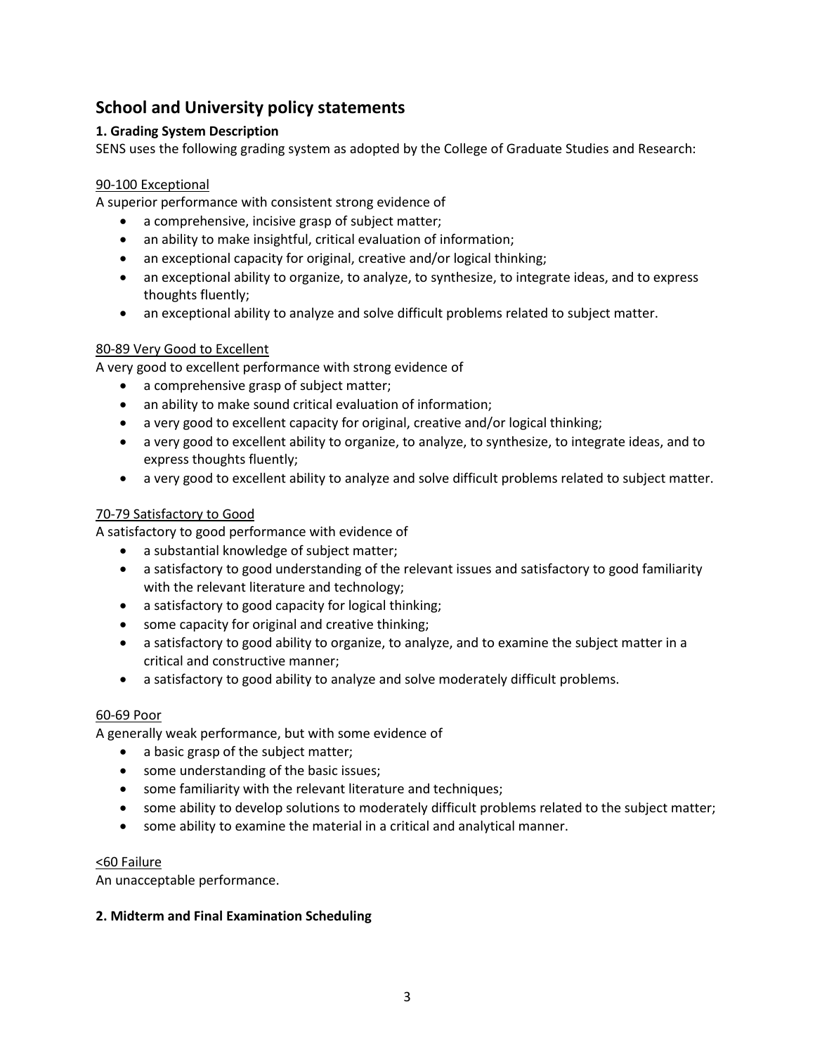## School and University policy statements

### 1. Grading System Description

SENS uses the following grading system as adopted by the College of Graduate Studies and Research:

<u>90-100 Exceptional</u>

A superior performance with consistent strong evidence of

- a comprehensive, incisive grasp of subject matter;
- an ability to make insightful, critical evaluation of information;
- an exceptional capacity for original, creative and/or logical thinking;
- an exceptional ability to organize, to analyze, to synthesize, to integrate ideas, and to express thoughts fluently;
- an exceptional ability to analyze and solve difficult problems related to subject matter.

<u>80-89 Very Good to Excellent</u>

A very good to excellent performance with strong evidence of

- a comprehensive grasp of subject matter;
- an ability to make sound critical evaluation of information;
- a very good to excellent capacity for original, creative and/or logical thinking;
- a very good to excellent ability to organize, to analyze, to synthesize, to integrate ideas, and to express thoughts fluently;
- a very good to excellent ability to analyze and solve difficult problems related to subject matter.

<u>70-79 Satisfactory to Good</u>

A satisfactory to good performance with evidence of

- a substantial knowledge of subject matter;
- a satisfactory to good understanding of the relevant issues and satisfactory to good familiarity with the relevant literature and technology;
- a satisfactory to good capacity for logical thinking;
- some capacity for original and creative thinking;
- a satisfactory to good ability to organize, to analyze, and to examine the subject matter in a critical and constructive manner;
- a satisfactory to good ability to analyze and solve moderately difficult problems.

<u>60-69 Poor</u>

A generally weak performance, but with some evidence of

- a basic grasp of the subject matter;
- some understanding of the basic issues;
- some familiarity with the relevant literature and techniques;
- some ability to develop solutions to moderately difficult problems related to the subject matter;
- some ability to examine the material in a critical and analytical manner.

<u><60 Failure</u>

An unacceptable performance.

### 2. Midterm and Final Examination Scheduling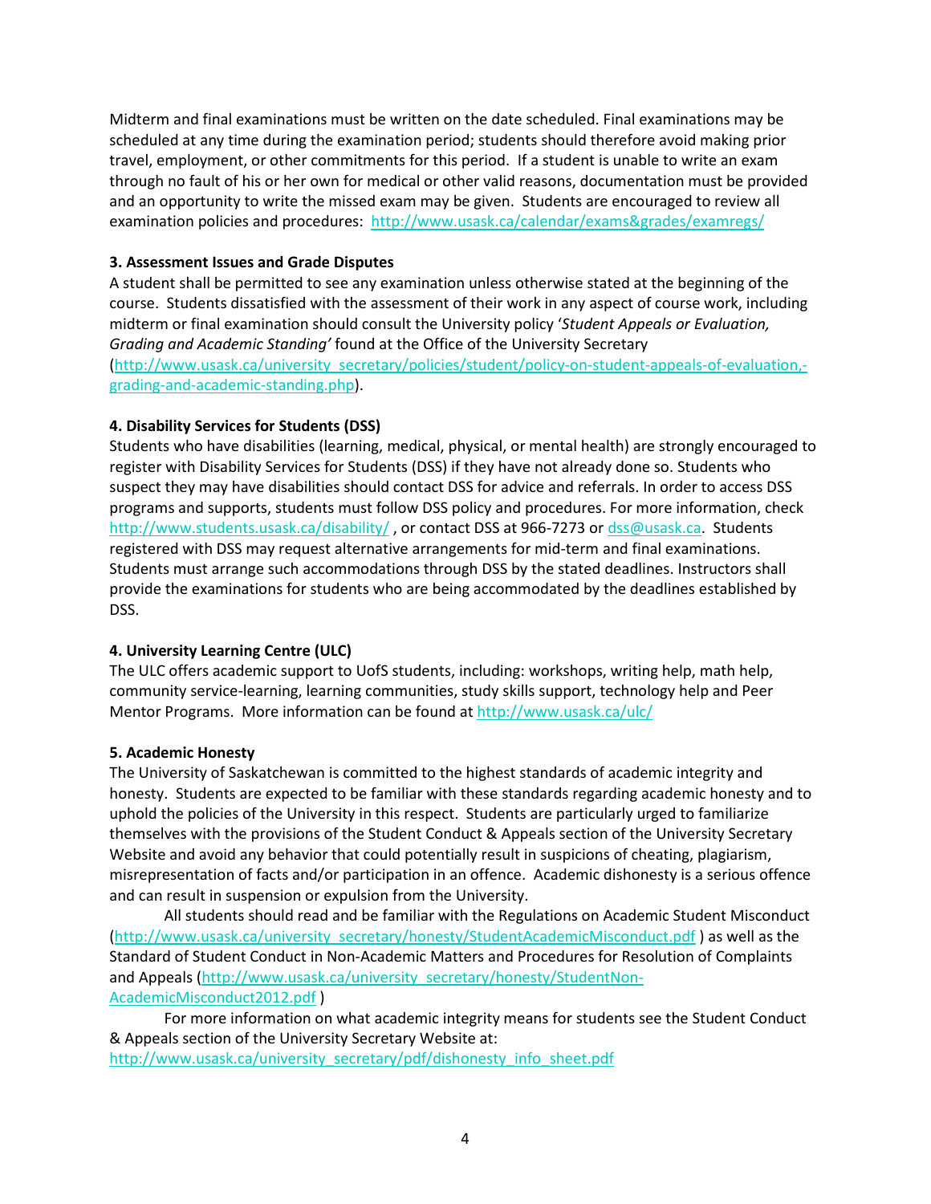Midterm and final examinations must be written on the date scheduled. Final examinations may be scheduled at any time during the examination period; students should therefore avoid making prior travel, employment, or other commitments for this period. If a student is unable to write an exam through no fault of his or her own for medical or other valid reasons, documentation must be provided and an opportunity to write the missed exam may be given. Students are encouraged to review all examination policies and procedures: http://www.usask.ca/calendar/exams&grades/examregs/

**3. Assessment Issues and Grade Disputes**

A student shall be permitted to see any examination unless otherwise stated at the beginning of the course. Students dissatisfied with the assessment of their work in any aspect of course work, including midterm or final examination should consult the University policy '*Student Appeals or Evaluation, Grading and Academic Standing'* found at the Office of the University Secretary (http://www.usask.ca/university_secretary/policies/student/policy-on-student-appeals-of-evaluation,-grading-and-academic-standing.php).

**4. Disability Services for Students (DSS)**

Students who have disabilities (learning, medical, physical, or mental health) are strongly encouraged to register with Disability Services for Students (DSS) if they have not already done so. Students who suspect they may have disabilities should contact DSS for advice and referrals. In order to access DSS programs and supports, students must follow DSS policy and procedures. For more information, check http://www.students.usask.ca/disability/ , or contact DSS at 966-7273 or dss@usask.ca. Students registered with DSS may request alternative arrangements for mid-term and final examinations. Students must arrange such accommodations through DSS by the stated deadlines. Instructors shall provide the examinations for students who are being accommodated by the deadlines established by DSS.

**4. University Learning Centre (ULC)**

The ULC offers academic support to UofS students, including: workshops, writing help, math help, community service-learning, learning communities, study skills support, technology help and Peer Mentor Programs. More information can be found at http://www.usask.ca/ulc/

**5. Academic Honesty**

The University of Saskatchewan is committed to the highest standards of academic integrity and honesty. Students are expected to be familiar with these standards regarding academic honesty and to uphold the policies of the University in this respect. Students are particularly urged to familiarize themselves with the provisions of the Student Conduct & Appeals section of the University Secretary Website and avoid any behavior that could potentially result in suspicions of cheating, plagiarism, misrepresentation of facts and/or participation in an offence. Academic dishonesty is a serious offence and can result in suspension or expulsion from the University.

All students should read and be familiar with the Regulations on Academic Student Misconduct (http://www.usask.ca/university_secretary/honesty/StudentAcademicMisconduct.pdf ) as well as the Standard of Student Conduct in Non-Academic Matters and Procedures for Resolution of Complaints and Appeals (http://www.usask.ca/university_secretary/honesty/StudentNon-AcademicMisconduct2012.pdf )

For more information on what academic integrity means for students see the Student Conduct & Appeals section of the University Secretary Website at: http://www.usask.ca/university_secretary/pdf/dishonesty_info_sheet.pdf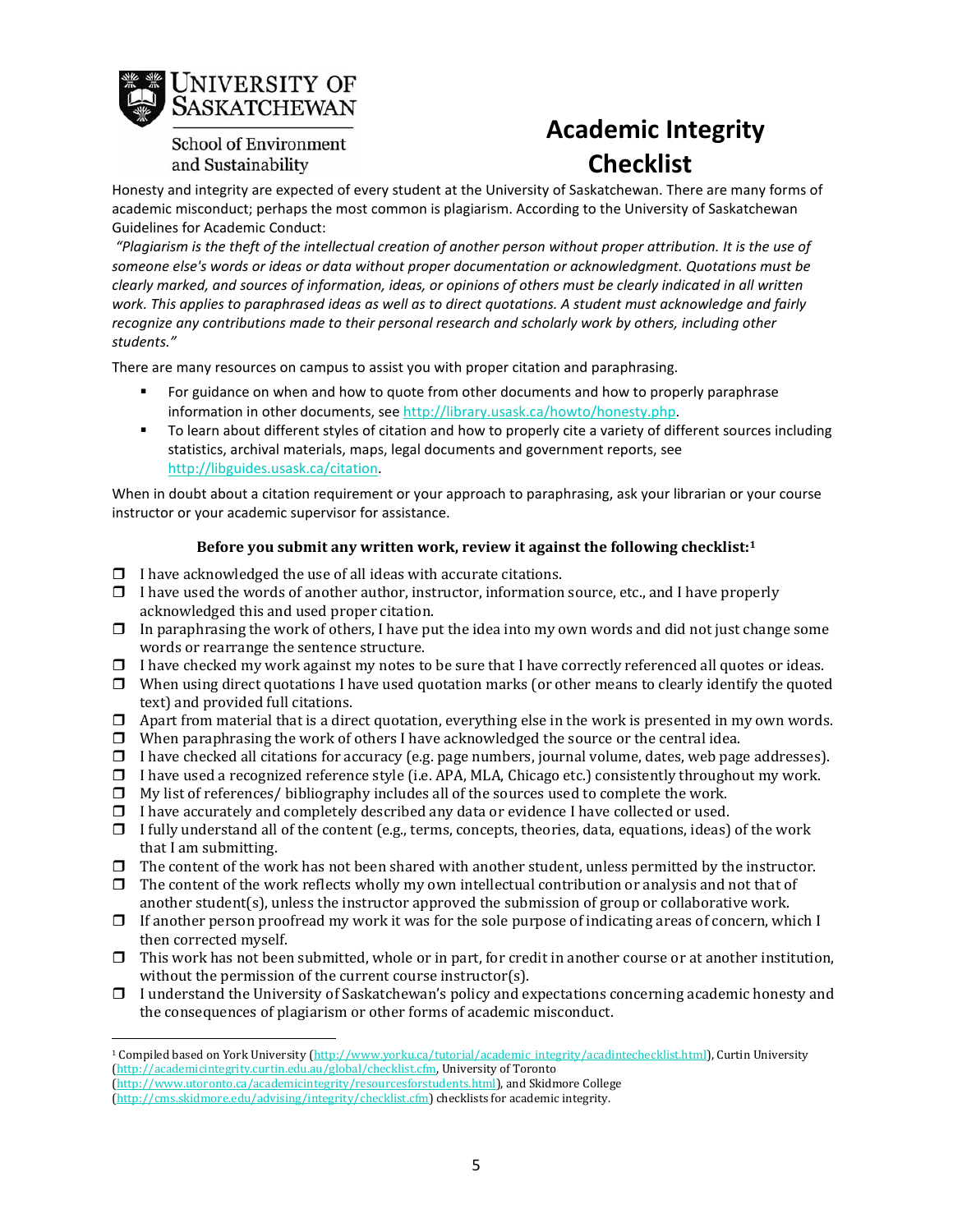University of Saskatchewan
School of Environment and Sustainability

# Academic Integrity Checklist

Honesty and integrity are expected of every student at the University of Saskatchewan. There are many forms of academic misconduct; perhaps the most common is plagiarism. According to the University of Saskatchewan Guidelines for Academic Conduct:

*"Plagiarism is the theft of the intellectual creation of another person without proper attribution. It is the use of someone else's words or ideas or data without proper documentation or acknowledgment. Quotations must be clearly marked, and sources of information, ideas, or opinions of others must be clearly indicated in all written work. This applies to paraphrased ideas as well as to direct quotations. A student must acknowledge and fairly recognize any contributions made to their personal research and scholarly work by others, including other students."*

There are many resources on campus to assist you with proper citation and paraphrasing.

- For guidance on when and how to quote from other documents and how to properly paraphrase information in other documents, see http://library.usask.ca/howto/honesty.php.
- To learn about different styles of citation and how to properly cite a variety of different sources including statistics, archival materials, maps, legal documents and government reports, see http://libguides.usask.ca/citation.

When in doubt about a citation requirement or your approach to paraphrasing, ask your librarian or your course instructor or your academic supervisor for assistance.

**Before you submit any written work, review it against the following checklist:[1]**

- [ ] I have acknowledged the use of all ideas with accurate citations.
- [ ] I have used the words of another author, instructor, information source, etc., and I have properly acknowledged this and used proper citation.
- [ ] In paraphrasing the work of others, I have put the idea into my own words and did not just change some words or rearrange the sentence structure.
- [ ] I have checked my work against my notes to be sure that I have correctly referenced all quotes or ideas.
- [ ] When using direct quotations I have used quotation marks (or other means to clearly identify the quoted text) and provided full citations.
- [ ] Apart from material that is a direct quotation, everything else in the work is presented in my own words.
- [ ] When paraphrasing the work of others I have acknowledged the source or the central idea.
- [ ] I have checked all citations for accuracy (e.g. page numbers, journal volume, dates, web page addresses).
- [ ] I have used a recognized reference style (i.e. APA, MLA, Chicago etc.) consistently throughout my work.
- [ ] My list of references/ bibliography includes all of the sources used to complete the work.
- [ ] I have accurately and completely described any data or evidence I have collected or used.
- [ ] I fully understand all of the content (e.g., terms, concepts, theories, data, equations, ideas) of the work that I am submitting.
- [ ] The content of the work has not been shared with another student, unless permitted by the instructor.
- [ ] The content of the work reflects wholly my own intellectual contribution or analysis and not that of another student(s), unless the instructor approved the submission of group or collaborative work.
- [ ] If another person proofread my work it was for the sole purpose of indicating areas of concern, which I then corrected myself.
- [ ] This work has not been submitted, whole or in part, for credit in another course or at another institution, without the permission of the current course instructor(s).
- [ ] I understand the University of Saskatchewan's policy and expectations concerning academic honesty and the consequences of plagiarism or other forms of academic misconduct.

---

[1] Compiled based on York University (http://www.yorku.ca/tutorial/academic_integrity/acadintechecklist.html), Curtin University (http://academicintegrity.curtin.edu.au/global/checklist.cfm, University of Toronto (http://www.utoronto.ca/academicintegrity/resourcesforstudents.html), and Skidmore College (http://cms.skidmore.edu/advising/integrity/checklist.cfm) checklists for academic integrity.